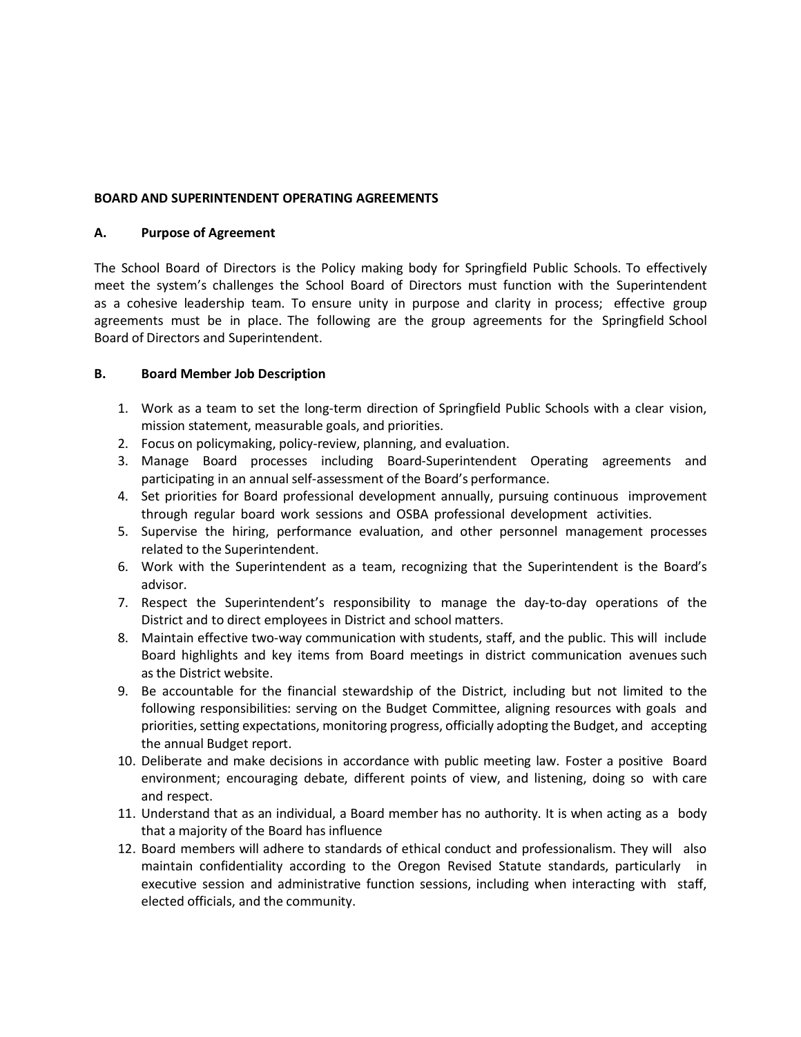## BOARD AND SUPERINTENDENT OPERATING AGREEMENTS

### A. Purpose of Agreement

The School Board of Directors is the Policy making body for Springfield Public Schools. To effectively meet the system's challenges the School Board of Directors must function with the Superintendent as a cohesive leadership team. To ensure unity in purpose and clarity in process; effective group agreements must be in place. The following are the group agreements for the Springfield School Board of Directors and Superintendent.

### B. Board Member Job Description

1. Work as a team to set the long-term direction of Springfield Public Schools with a clear vision, mission statement, measurable goals, and priorities.
2. Focus on policymaking, policy-review, planning, and evaluation.
3. Manage Board processes including Board-Superintendent Operating agreements and participating in an annual self-assessment of the Board's performance.
4. Set priorities for Board professional development annually, pursuing continuous improvement through regular board work sessions and OSBA professional development activities.
5. Supervise the hiring, performance evaluation, and other personnel management processes related to the Superintendent.
6. Work with the Superintendent as a team, recognizing that the Superintendent is the Board's advisor.
7. Respect the Superintendent's responsibility to manage the day-to-day operations of the District and to direct employees in District and school matters.
8. Maintain effective two-way communication with students, staff, and the public. This will include Board highlights and key items from Board meetings in district communication avenues such as the District website.
9. Be accountable for the financial stewardship of the District, including but not limited to the following responsibilities: serving on the Budget Committee, aligning resources with goals and priorities, setting expectations, monitoring progress, officially adopting the Budget, and accepting the annual Budget report.
10. Deliberate and make decisions in accordance with public meeting law. Foster a positive Board environment; encouraging debate, different points of view, and listening, doing so with care and respect.
11. Understand that as an individual, a Board member has no authority. It is when acting as a body that a majority of the Board has influence
12. Board members will adhere to standards of ethical conduct and professionalism. They will also maintain confidentiality according to the Oregon Revised Statute standards, particularly in executive session and administrative function sessions, including when interacting with staff, elected officials, and the community.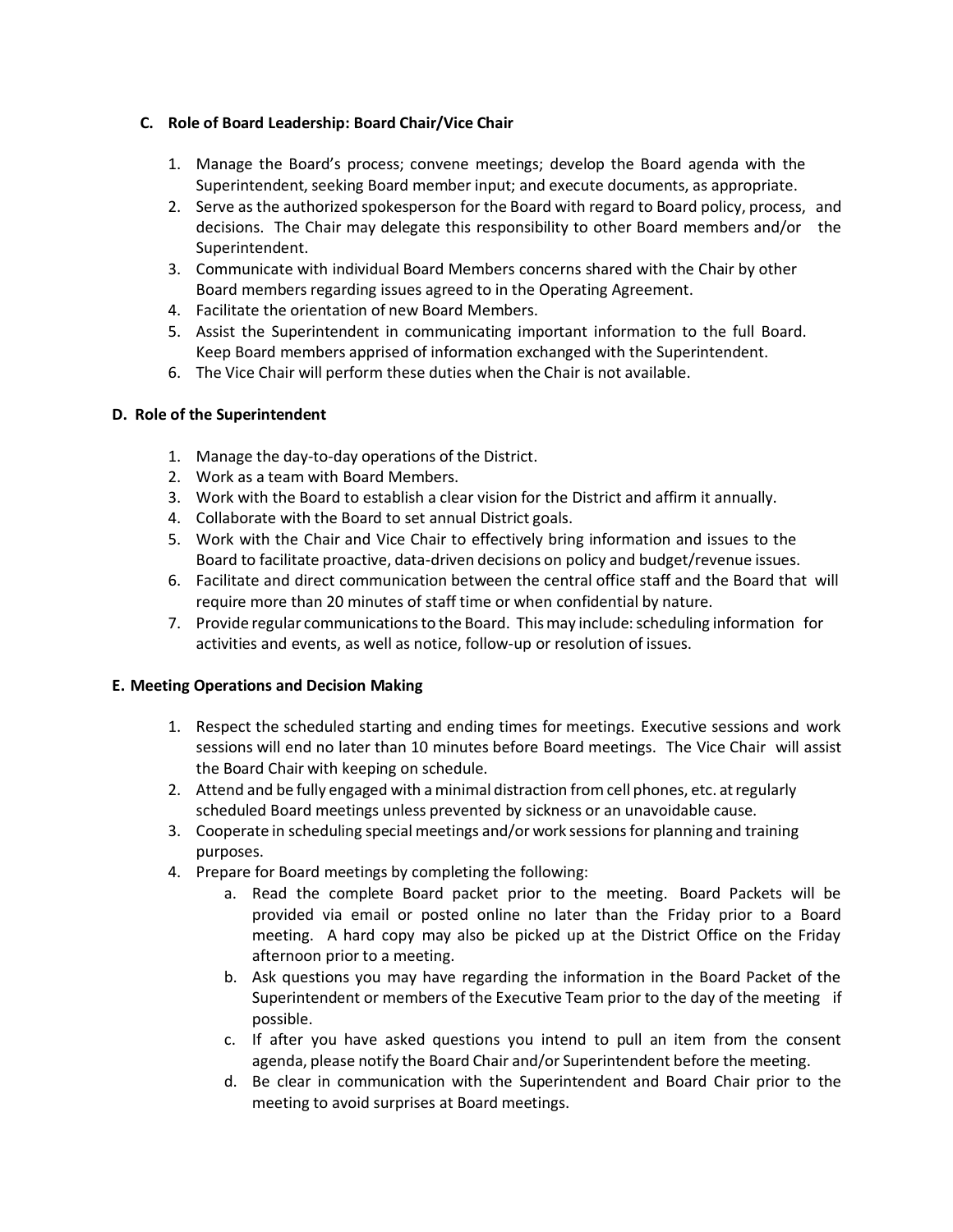### C. Role of Board Leadership: Board Chair/Vice Chair

1. Manage the Board's process; convene meetings; develop the Board agenda with the Superintendent, seeking Board member input; and execute documents, as appropriate.
2. Serve as the authorized spokesperson for the Board with regard to Board policy, process, and decisions. The Chair may delegate this responsibility to other Board members and/or the Superintendent.
3. Communicate with individual Board Members concerns shared with the Chair by other Board members regarding issues agreed to in the Operating Agreement.
4. Facilitate the orientation of new Board Members.
5. Assist the Superintendent in communicating important information to the full Board. Keep Board members apprised of information exchanged with the Superintendent.
6. The Vice Chair will perform these duties when the Chair is not available.

### D. Role of the Superintendent

1. Manage the day-to-day operations of the District.
2. Work as a team with Board Members.
3. Work with the Board to establish a clear vision for the District and affirm it annually.
4. Collaborate with the Board to set annual District goals.
5. Work with the Chair and Vice Chair to effectively bring information and issues to the Board to facilitate proactive, data-driven decisions on policy and budget/revenue issues.
6. Facilitate and direct communication between the central office staff and the Board that will require more than 20 minutes of staff time or when confidential by nature.
7. Provide regular communications to the Board. This may include: scheduling information for activities and events, as well as notice, follow-up or resolution of issues.

### E. Meeting Operations and Decision Making

1. Respect the scheduled starting and ending times for meetings. Executive sessions and work sessions will end no later than 10 minutes before Board meetings. The Vice Chair will assist the Board Chair with keeping on schedule.
2. Attend and be fully engaged with a minimal distraction from cell phones, etc. at regularly scheduled Board meetings unless prevented by sickness or an unavoidable cause.
3. Cooperate in scheduling special meetings and/or work sessions for planning and training purposes.
4. Prepare for Board meetings by completing the following:
   a. Read the complete Board packet prior to the meeting. Board Packets will be provided via email or posted online no later than the Friday prior to a Board meeting. A hard copy may also be picked up at the District Office on the Friday afternoon prior to a meeting.
   b. Ask questions you may have regarding the information in the Board Packet of the Superintendent or members of the Executive Team prior to the day of the meeting if possible.
   c. If after you have asked questions you intend to pull an item from the consent agenda, please notify the Board Chair and/or Superintendent before the meeting.
   d. Be clear in communication with the Superintendent and Board Chair prior to the meeting to avoid surprises at Board meetings.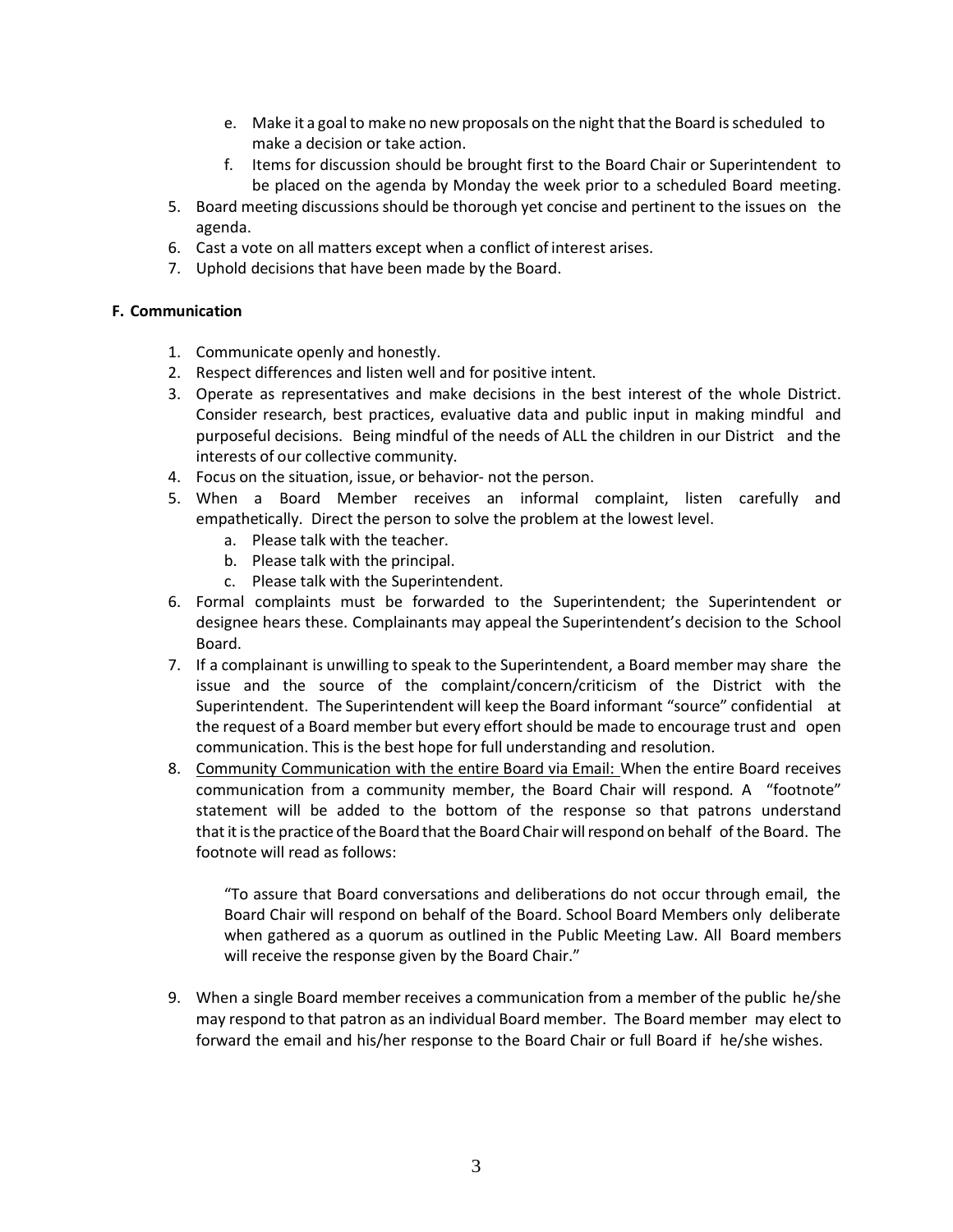e. Make it a goal to make no new proposals on the night that the Board is scheduled to make a decision or take action.
   f. Items for discussion should be brought first to the Board Chair or Superintendent to be placed on the agenda by Monday the week prior to a scheduled Board meeting.
5. Board meeting discussions should be thorough yet concise and pertinent to the issues on the agenda.
6. Cast a vote on all matters except when a conflict of interest arises.
7. Uphold decisions that have been made by the Board.

**F. Communication**

1. Communicate openly and honestly.
2. Respect differences and listen well and for positive intent.
3. Operate as representatives and make decisions in the best interest of the whole District. Consider research, best practices, evaluative data and public input in making mindful and purposeful decisions. Being mindful of the needs of ALL the children in our District and the interests of our collective community.
4. Focus on the situation, issue, or behavior- not the person.
5. When a Board Member receives an informal complaint, listen carefully and empathetically. Direct the person to solve the problem at the lowest level.
   a. Please talk with the teacher.
   b. Please talk with the principal.
   c. Please talk with the Superintendent.
6. Formal complaints must be forwarded to the Superintendent; the Superintendent or designee hears these. Complainants may appeal the Superintendent's decision to the School Board.
7. If a complainant is unwilling to speak to the Superintendent, a Board member may share the issue and the source of the complaint/concern/criticism of the District with the Superintendent. The Superintendent will keep the Board informant "source" confidential at the request of a Board member but every effort should be made to encourage trust and open communication. This is the best hope for full understanding and resolution.
8. Community Communication with the entire Board via Email: When the entire Board receives communication from a community member, the Board Chair will respond. A "footnote" statement will be added to the bottom of the response so that patrons understand that it is the practice of the Board that the Board Chair will respond on behalf of the Board. The footnote will read as follows:

   "To assure that Board conversations and deliberations do not occur through email, the Board Chair will respond on behalf of the Board. School Board Members only deliberate when gathered as a quorum as outlined in the Public Meeting Law. All Board members will receive the response given by the Board Chair."

9. When a single Board member receives a communication from a member of the public he/she may respond to that patron as an individual Board member. The Board member may elect to forward the email and his/her response to the Board Chair or full Board if he/she wishes.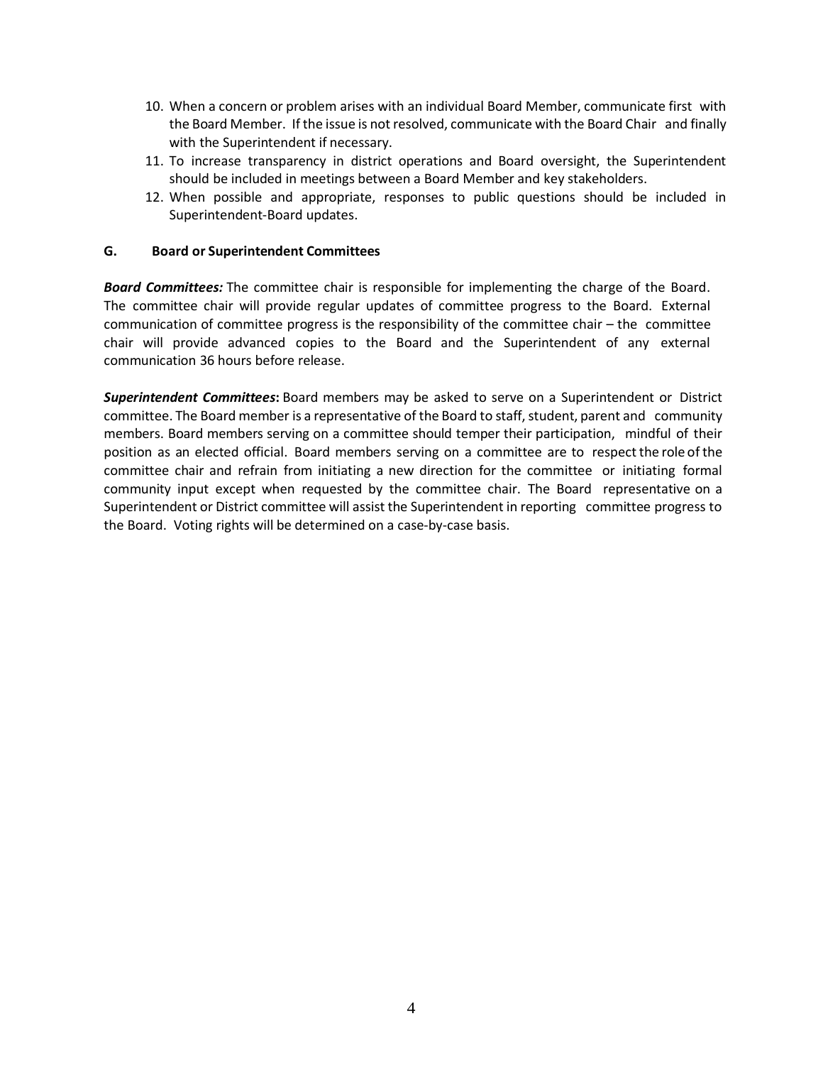10. When a concern or problem arises with an individual Board Member, communicate first with the Board Member. If the issue is not resolved, communicate with the Board Chair and finally with the Superintendent if necessary.
11. To increase transparency in district operations and Board oversight, the Superintendent should be included in meetings between a Board Member and key stakeholders.
12. When possible and appropriate, responses to public questions should be included in Superintendent-Board updates.

#### G. Board or Superintendent Committees

***Board Committees:*** The committee chair is responsible for implementing the charge of the Board. The committee chair will provide regular updates of committee progress to the Board. External communication of committee progress is the responsibility of the committee chair – the committee chair will provide advanced copies to the Board and the Superintendent of any external communication 36 hours before release.

***Superintendent Committees*****:** Board members may be asked to serve on a Superintendent or District committee. The Board member is a representative of the Board to staff, student, parent and community members. Board members serving on a committee should temper their participation, mindful of their position as an elected official. Board members serving on a committee are to respect the role of the committee chair and refrain from initiating a new direction for the committee or initiating formal community input except when requested by the committee chair. The Board representative on a Superintendent or District committee will assist the Superintendent in reporting committee progress to the Board. Voting rights will be determined on a case-by-case basis.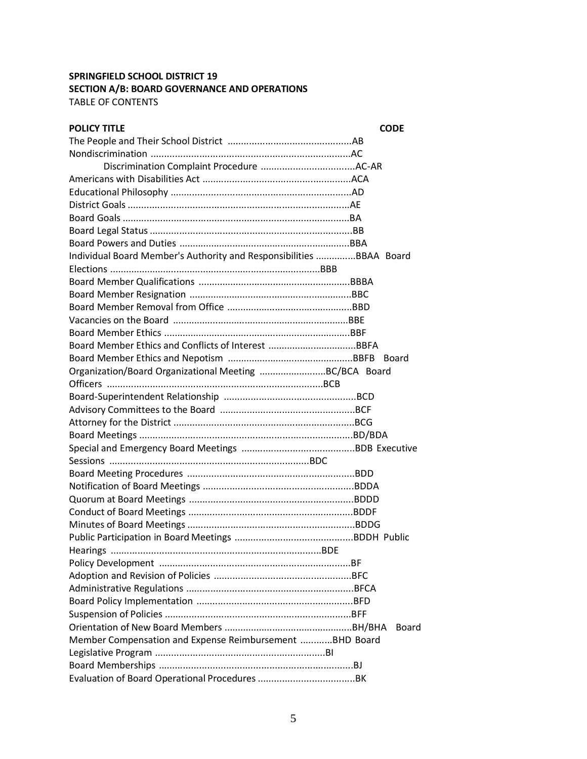**SPRINGFIELD SCHOOL DISTRICT 19**
**SECTION A/B: BOARD GOVERNANCE AND OPERATIONS**
TABLE OF CONTENTS

| **POLICY TITLE** | **CODE** |
|---|---|
| The People and Their School District | AB |
| Nondiscrimination | AC |
| Discrimination Complaint Procedure | AC-AR |
| Americans with Disabilities Act | ACA |
| Educational Philosophy | AD |
| District Goals | AE |
| Board Goals | BA |
| Board Legal Status | BB |
| Board Powers and Duties | BBA |
| Individual Board Member's Authority and Responsibilities | BBAA |
| Board Elections | BBB |
| Board Member Qualifications | BBBA |
| Board Member Resignation | BBC |
| Board Member Removal from Office | BBD |
| Vacancies on the Board | BBE |
| Board Member Ethics | BBF |
| Board Member Ethics and Conflicts of Interest | BBFA |
| Board Member Ethics and Nepotism | BBFB |
| Board Organization/Board Organizational Meeting | BC/BCA |
| Board Officers | BCB |
| Board-Superintendent Relationship | BCD |
| Advisory Committees to the Board | BCF |
| Attorney for the District | BCG |
| Board Meetings | BD/BDA |
| Special and Emergency Board Meetings | BDB |
| Executive Sessions | BDC |
| Board Meeting Procedures | BDD |
| Notification of Board Meetings | BDDA |
| Quorum at Board Meetings | BDDD |
| Conduct of Board Meetings | BDDF |
| Minutes of Board Meetings | BDDG |
| Public Participation in Board Meetings | BDDH |
| Public Hearings | BDE |
| Policy Development | BF |
| Adoption and Revision of Policies | BFC |
| Administrative Regulations | BFCA |
| Board Policy Implementation | BFD |
| Suspension of Policies | BFF |
| Orientation of New Board Members | BH/BHA |
| Board Member Compensation and Expense Reimbursement | BHD |
| Board Legislative Program | BI |
| Board Memberships | BJ |
| Evaluation of Board Operational Procedures | BK |